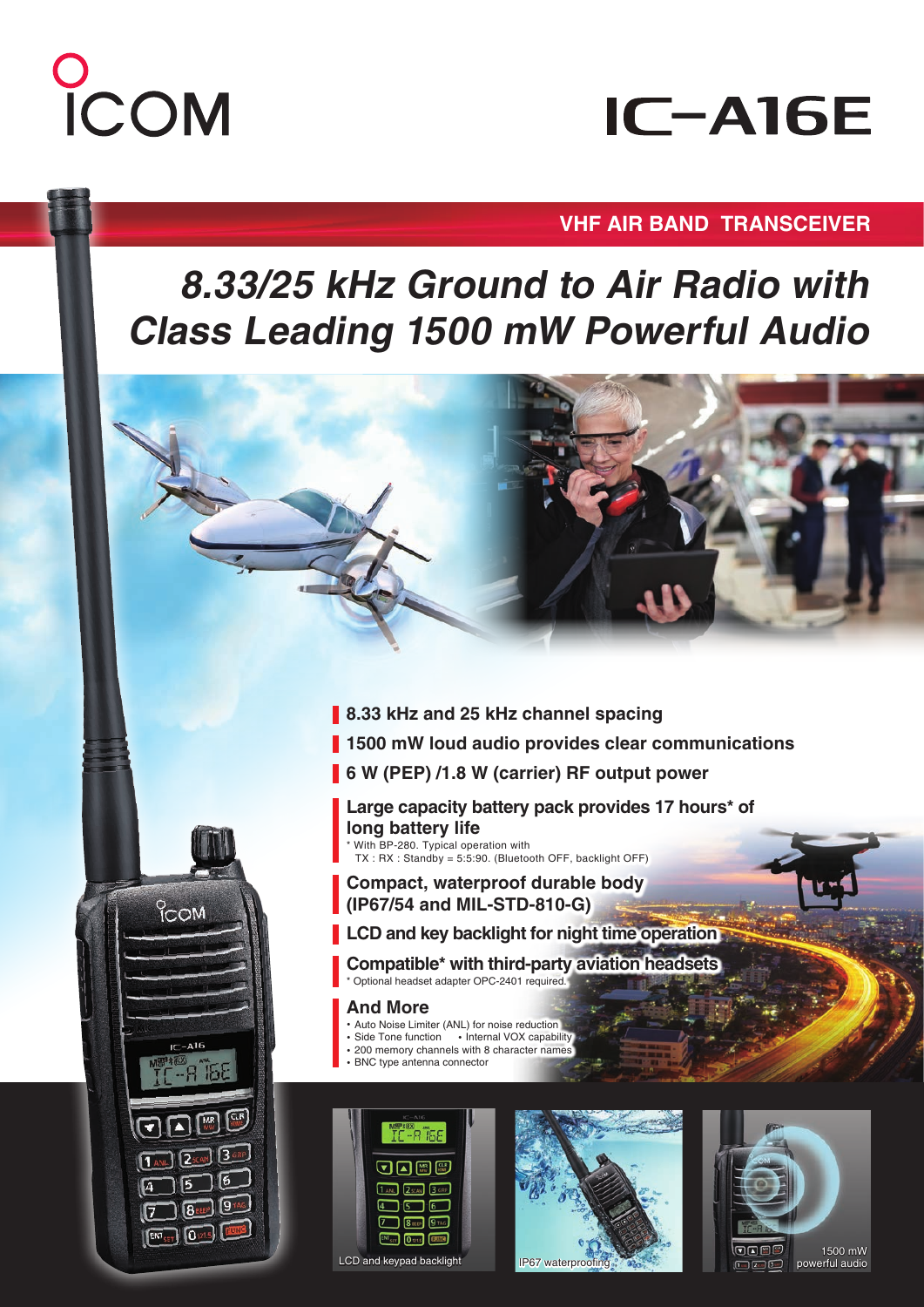# ICOM

# IC-A16E

## VHF AIR BAND TRANSCEIVER

# *8.33/25 kHz Ground to Air Radio with Class Leading 1500 mW Powerful Audio*

- **8.33 kHz and 25 kHz channel spacing**
- **1500 mW loud audio provides clear communications**
- **6 W (PEP) /1.8 W (carrier) RF output power**
- **Large capacity battery pack provides 17 hours* of long battery life**
  \* With BP-280. Typical operation with TX : RX : Standby = 5:5:90. (Bluetooth OFF, backlight OFF)
- **Compact, waterproof durable body (IP67/54 and MIL-STD-810-G)**
- **LCD and key backlight for night time operation**
- **Compatible* with third-party aviation headsets**
  \* Optional headset adapter OPC-2401 required.

### And More

- Auto Noise Limiter (ANL) for noise reduction
- Side Tone function
- Internal VOX capability
- 200 memory channels with 8 character names
- BNC type antenna connector

LCD and keypad backlight

IP67 waterproofing

1500 mW powerful audio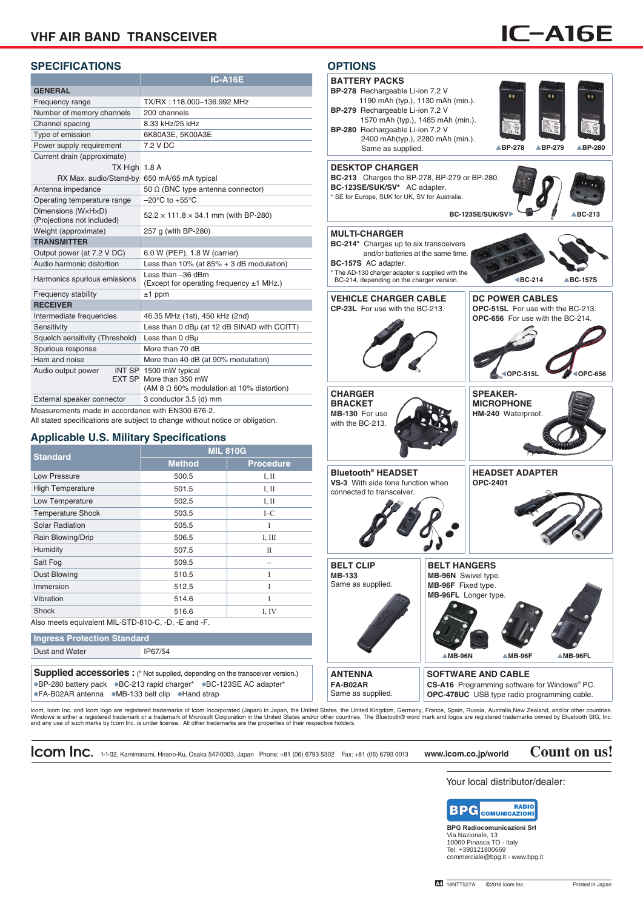# VHF AIR BAND TRANSCEIVER

# IC-A16E

## SPECIFICATIONS

| | IC-A16E |
|---|---|
| **GENERAL** | |
| Frequency range | TX/RX : 118.000–136.992 MHz |
| Number of memory channels | 200 channels |
| Channel spacing | 8.33 kHz/25 kHz |
| Type of emission | 6K80A3E, 5K00A3E |
| Power supply requirement | 7.2 V DC |
| Current drain (approximate) | |
| TX High | 1.8 A |
| RX Max. audio/Stand-by | 650 mA/65 mA typical |
| Antenna impedance | 50 Ω (BNC type antenna connector) |
| Operating temperature range | –20°C to +55°C |
| Dimensions (W×H×D) (Projections not included) | 52.2 × 111.8 × 34.1 mm (with BP-280) |
| Weight (approximate) | 257 g (with BP-280) |
| **TRANSMITTER** | |
| Output power (at 7.2 V DC) | 6.0 W (PEP), 1.8 W (carrier) |
| Audio harmonic distortion | Less than 10% (at 85% + 3 dB modulation) |
| Harmonics spurious emissions | Less than –36 dBm (Except for operating frequency ±1 MHz.) |
| Frequency stability | ±1 ppm |
| **RECEIVER** | |
| Intermediate frequencies | 46.35 MHz (1st), 450 kHz (2nd) |
| Sensitivity | Less than 0 dBμ (at 12 dB SINAD with CCITT) |
| Squelch sensitivity (Threshold) | Less than 0 dBμ |
| Spurious response | More than 70 dB |
| Ham and noise | More than 40 dB (at 90% modulation) |
| Audio output power INT SP | 1500 mW typical |
| EXT SP | More than 350 mW (AM 8 Ω 60% modulation at 10% distortion) |
| External speaker connector | 3 conductor 3.5 (d) mm |

Measurements made in accordance with EN300 676-2.
All stated specifications are subject to change without notice or obligation.

## Applicable U.S. Military Specifications

| Standard | MIL 810G | |
|---|---|---|
| | Method | Procedure |
| Low Pressure | 500.5 | I, II |
| High Temperature | 501.5 | I, II |
| Low Temperature | 502.5 | I, II |
| Temperature Shock | 503.5 | I–C |
| Solar Radiation | 505.5 | I |
| Rain Blowing/Drip | 506.5 | I, III |
| Humidity | 507.5 | II |
| Salt Fog | 509.5 | – |
| Dust Blowing | 510.5 | I |
| Immersion | 512.5 | I |
| Vibration | 514.6 | I |
| Shock | 516.6 | I, IV |

Also meets equivalent MIL-STD-810-C, -D, -E and -F.

| Ingress Protection Standard | |
|---|---|
| Dust and Water | IP67/54 |

**Supplied accessories :** (* Not supplied, depending on the transceiver version.)
- BP-280 battery pack
- BC-213 rapid charger*
- BC-123SE AC adapter*
- FA-B02AR antenna
- MB-133 belt clip
- Hand strap

## OPTIONS

### BATTERY PACKS
**BP-278** Rechargeable Li-ion 7.2 V 1190 mAh (typ.), 1130 mAh (min.).
**BP-279** Rechargeable Li-ion 7.2 V 1570 mAh (typ.), 1485 mAh (min.).
**BP-280** Rechargeable Li-ion 7.2 V 2400 mAh(typ.), 2280 mAh (min.). Same as supplied.

BP-278 BP-279 BP-280

### DESKTOP CHARGER
**BC-213** Charges the BP-278, BP-279 or BP-280.
**BC-123SE/SUK/SV*** AC adapter.
* SE for Europe, SUK for UK, SV for Australia.

BC-123SE/SUK/SV BC-213

### MULTI-CHARGER
**BC-214*** Charges up to six transceivers and/or batteries at the same time.
**BC-157S** AC adapter.
* The AD-130 charger adapter is supplied with the BC-214, depending on the charger version.

BC-214 BC-157S

### VEHICLE CHARGER CABLE
**CP-23L** For use with the BC-213.

### DC POWER CABLES
**OPC-515L** For use with the BC-213.
**OPC-656** For use with the BC-214.

OPC-515L OPC-656

### CHARGER BRACKET
**MB-130** For use with the BC-213.

### SPEAKER-MICROPHONE
**HM-240** Waterproof.

### Bluetooth® HEADSET
**VS-3** With side tone function when connected to transceiver.

### HEADSET ADAPTER
**OPC-2401**

### BELT CLIP
**MB-133**
Same as supplied.

### BELT HANGERS
**MB-96N** Swivel type.
**MB-96F** Fixed type.
**MB-96FL** Longer type.

MB-96N MB-96F MB-96FL

### ANTENNA
**FA-B02AR**
Same as supplied.

### SOFTWARE AND CABLE
**CS-A16** Programming software for Windows® PC.
**OPC-478UC** USB type radio programming cable.

Icom, Icom Inc. and Icom logo are registered trademarks of Icom Incorporated (Japan) in Japan, the United States, the United Kingdom, Germany, France, Spain, Russia, Australia,New Zealand, and/or other countries. Windows is either a registered trademark or a trademark of Microsoft Corporation in the United States and/or other countries. The Bluetooth® word mark and logos are registered trademarks owned by Bluetooth SIG, Inc. and any use of such marks by Icom Inc. is under license. All other trademarks are the properties of their respective holders.

Icom Inc. 1-1-32, Kamiminami, Hirano-Ku, Osaka 547-0003, Japan Phone: +81 (06) 6793 5302 Fax: +81 (06) 6793 0013 www.icom.co.jp/world **Count on us!**

Your local distributor/dealer:

BPG RADIO COMUNICAZIONI

**BPG Radiocomunicazioni Srl**
Via Nazionale, 13
10060 Pinasca TO - Italy
Tel. +390121800669
commerciale@bpg.it - www.bpg.it

A4 18NTT527A ©2018 Icom Inc. Printed in Japan